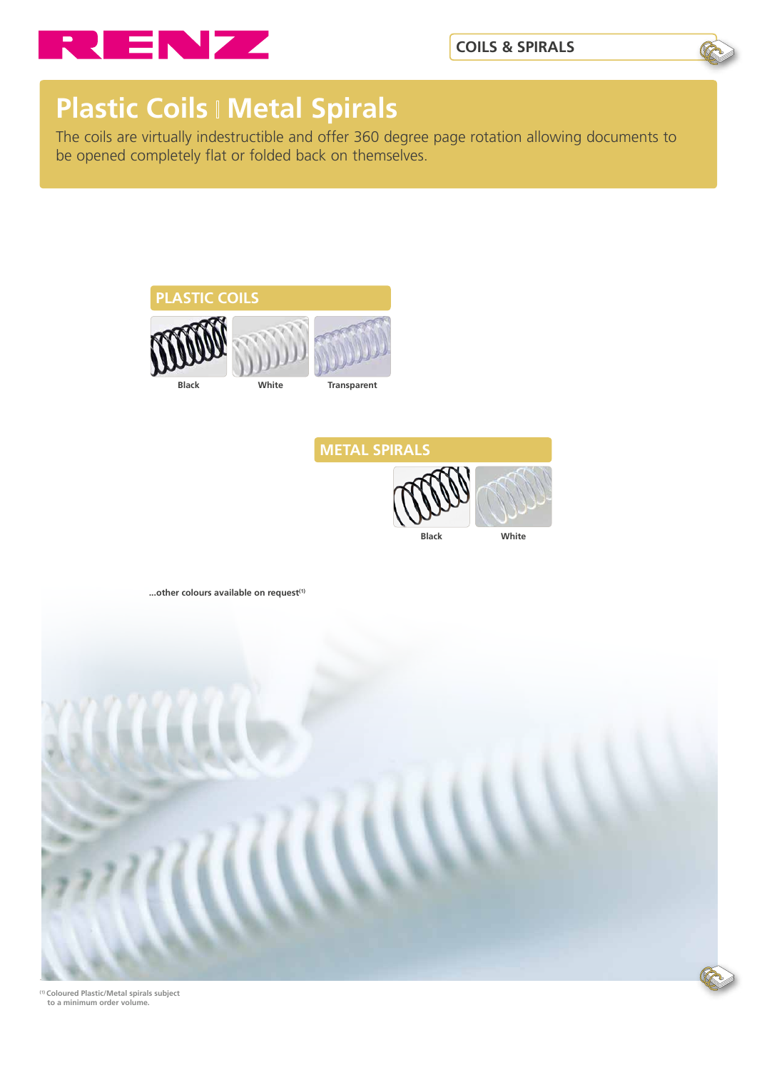RENZ

COILS & SPIRALS

# Plastic Coils | Metal Spirals

The coils are virtually indestructible and offer 360 degree page rotation allowing documents to be opened completely flat or folded back on themselves.

## PLASTIC COILS

Black | White | Transparent

## METAL SPIRALS

Black | White

...other colours available on request[1]

[1] Coloured Plastic/Metal spirals subject to a minimum order volume.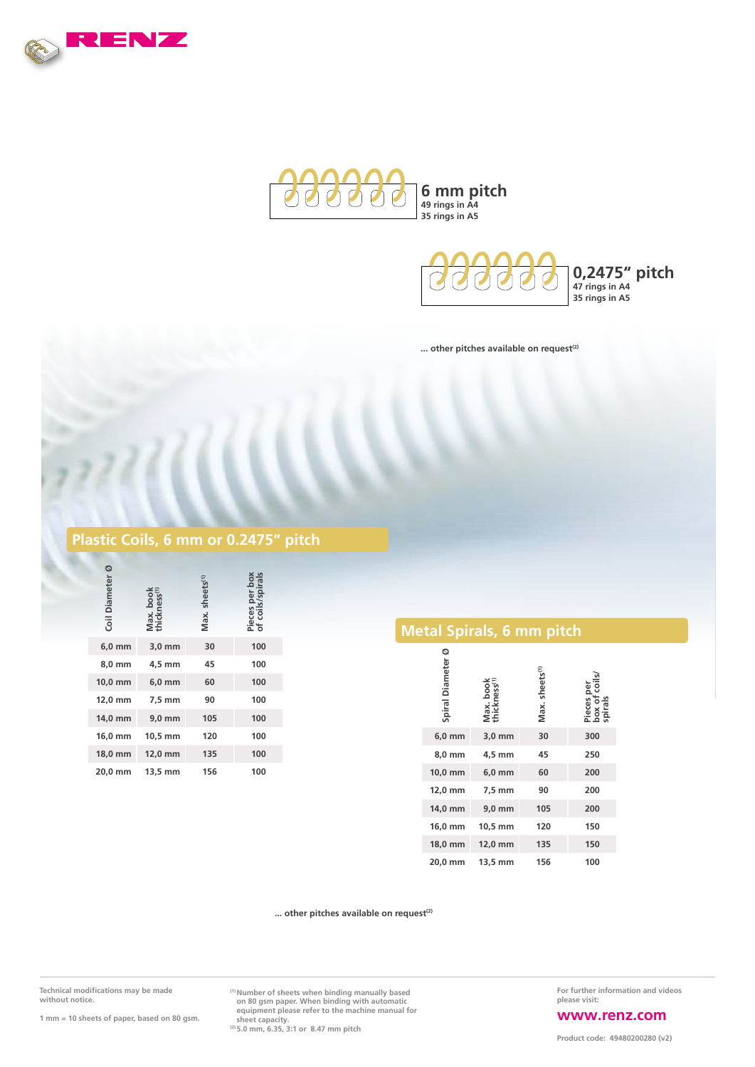RENZ

**6 mm pitch**
49 rings in A4
35 rings in A5

**0,2475" pitch**
47 rings in A4
35 rings in A5

... other pitches available on request[2]

## Plastic Coils, 6 mm or 0.2475" pitch

| Coil Diameter Ø | Max. book thickness[1] | Max. sheets[1] | Pieces per box of coils/spirals |
|---|---|---|---|
| 6,0 mm | 3,0 mm | 30 | 100 |
| 8,0 mm | 4,5 mm | 45 | 100 |
| 10,0 mm | 6,0 mm | 60 | 100 |
| 12,0 mm | 7,5 mm | 90 | 100 |
| 14,0 mm | 9,0 mm | 105 | 100 |
| 16,0 mm | 10,5 mm | 120 | 100 |
| 18,0 mm | 12,0 mm | 135 | 100 |
| 20,0 mm | 13,5 mm | 156 | 100 |

## Metal Spirals, 6 mm pitch

| Spiral Diameter Ø | Max. book thickness[1] | Max. sheets[1] | Pieces per box of coils/spirals |
|---|---|---|---|
| 6,0 mm | 3,0 mm | 30 | 300 |
| 8,0 mm | 4,5 mm | 45 | 250 |
| 10,0 mm | 6,0 mm | 60 | 200 |
| 12,0 mm | 7,5 mm | 90 | 200 |
| 14,0 mm | 9,0 mm | 105 | 200 |
| 16,0 mm | 10,5 mm | 120 | 150 |
| 18,0 mm | 12,0 mm | 135 | 150 |
| 20,0 mm | 13,5 mm | 156 | 100 |

... other pitches available on request[2]

Technical modifications may be made without notice.

1 mm = 10 sheets of paper, based on 80 gsm.

[1] Number of sheets when binding manually based on 80 gsm paper. When binding with automatic equipment please refer to the machine manual for sheet capacity.
[2] 5.0 mm, 6.35, 3:1 or 8.47 mm pitch

For further information and videos please visit:

**www.renz.com**

Product code: 49480200280 (v2)